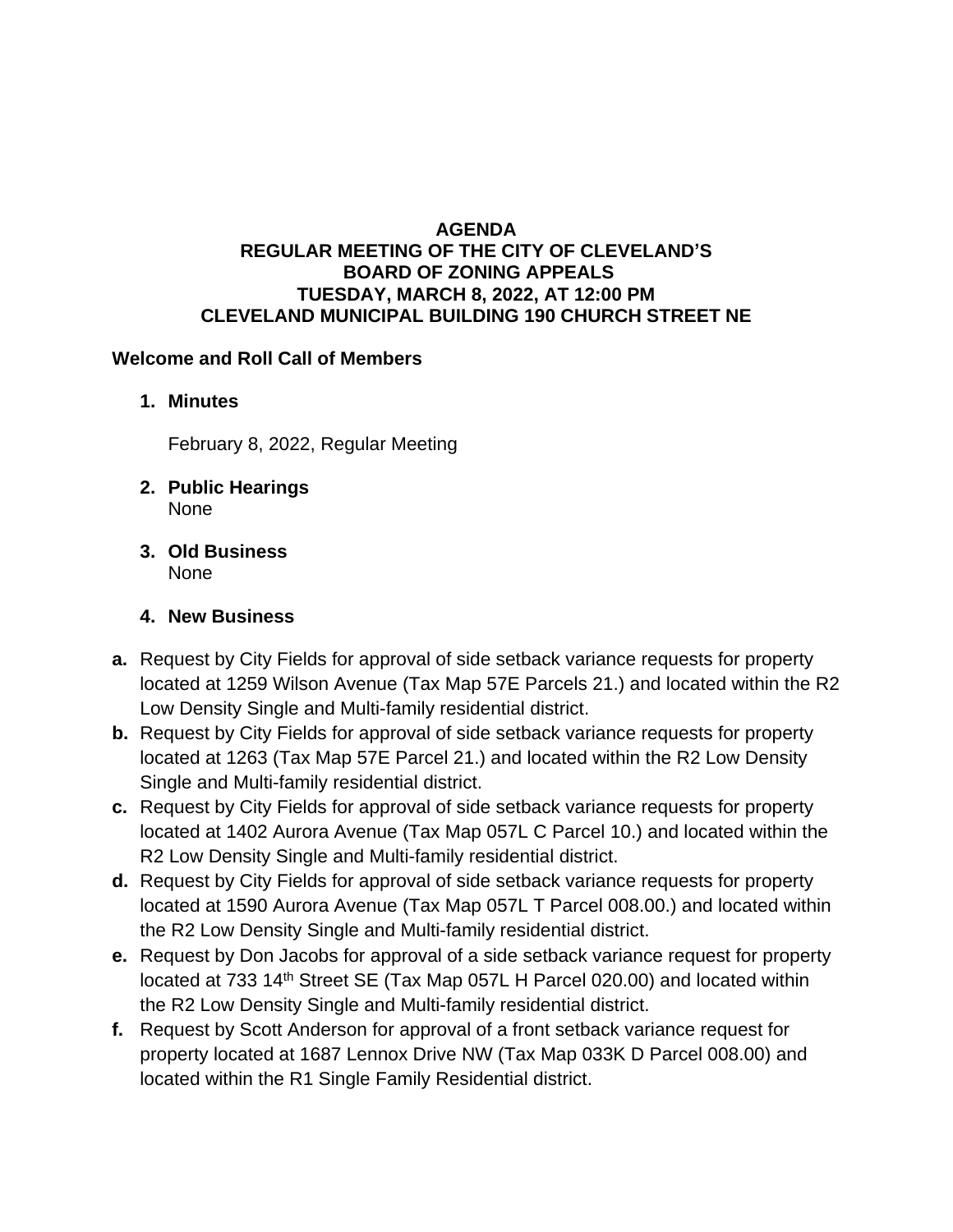# AGENDA
## REGULAR MEETING OF THE CITY OF CLEVELAND'S BOARD OF ZONING APPEALS
## TUESDAY, MARCH 8, 2022, AT 12:00 PM
## CLEVELAND MUNICIPAL BUILDING 190 CHURCH STREET NE

**Welcome and Roll Call of Members**

1. **Minutes**

   February 8, 2022, Regular Meeting

2. **Public Hearings**
   None

3. **Old Business**
   None

4. **New Business**

**a.** Request by City Fields for approval of side setback variance requests for property located at 1259 Wilson Avenue (Tax Map 57E Parcels 21.) and located within the R2 Low Density Single and Multi-family residential district.

**b.** Request by City Fields for approval of side setback variance requests for property located at 1263 (Tax Map 57E Parcel 21.) and located within the R2 Low Density Single and Multi-family residential district.

**c.** Request by City Fields for approval of side setback variance requests for property located at 1402 Aurora Avenue (Tax Map 057L C Parcel 10.) and located within the R2 Low Density Single and Multi-family residential district.

**d.** Request by City Fields for approval of side setback variance requests for property located at 1590 Aurora Avenue (Tax Map 057L T Parcel 008.00.) and located within the R2 Low Density Single and Multi-family residential district.

**e.** Request by Don Jacobs for approval of a side setback variance request for property located at 733 14th Street SE (Tax Map 057L H Parcel 020.00) and located within the R2 Low Density Single and Multi-family residential district.

**f.** Request by Scott Anderson for approval of a front setback variance request for property located at 1687 Lennox Drive NW (Tax Map 033K D Parcel 008.00) and located within the R1 Single Family Residential district.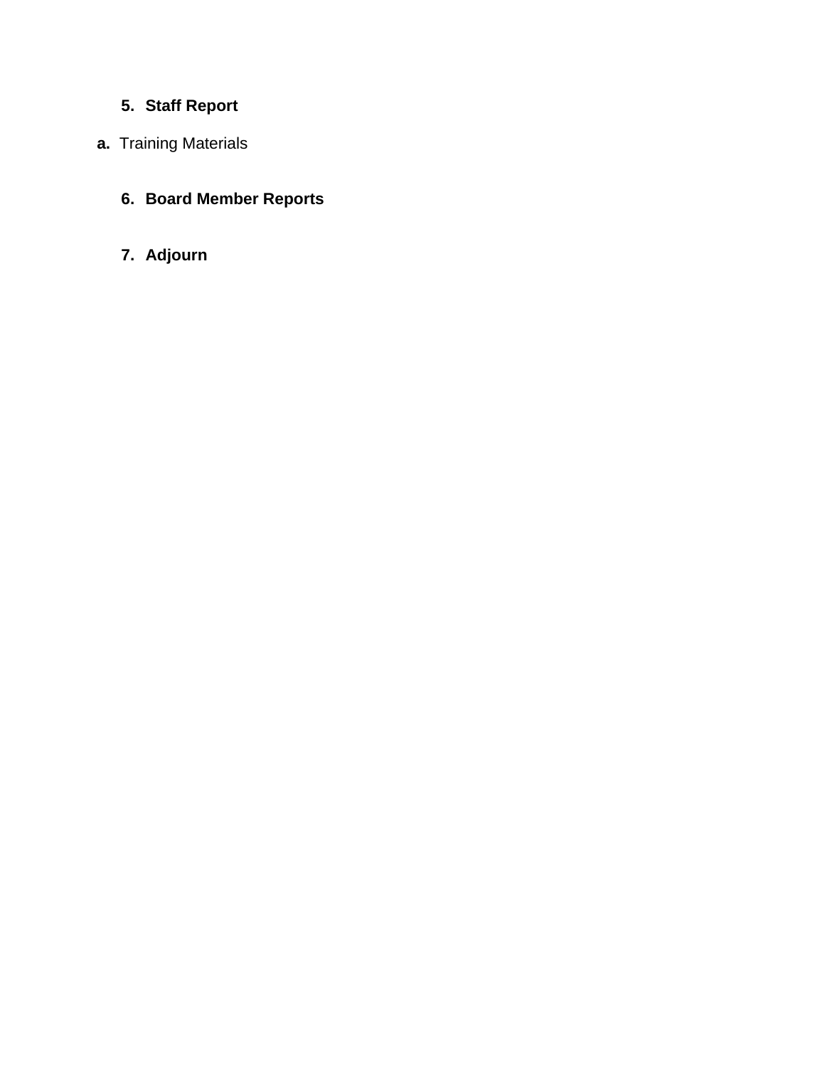5. **Staff Report**

**a.** Training Materials

6. **Board Member Reports**

7. **Adjourn**